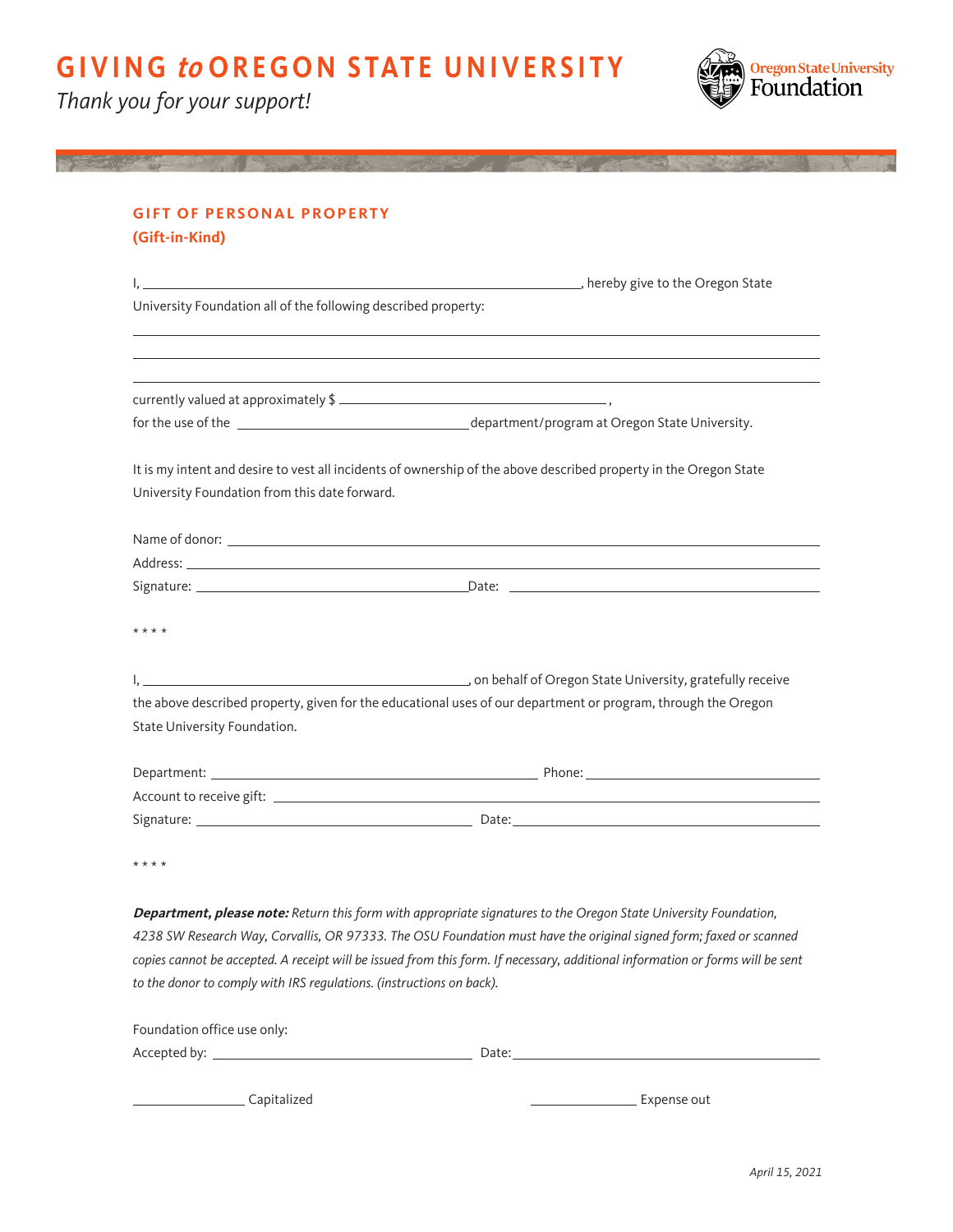# GIVING *to* OREGON STATE UNIVERSITY

*Thank you for your support!*

Oregon State University Foundation

## GIFT OF PERSONAL PROPERTY

**(Gift-in-Kind)**

I, ______________________________________________, hereby give to the Oregon State University Foundation all of the following described property:

______________________________________________

______________________________________________

______________________________________________

currently valued at approximately $ ______________________________ ,

for the use of the ______________________________ department/program at Oregon State University.

It is my intent and desire to vest all incidents of ownership of the above described property in the Oregon State University Foundation from this date forward.

Name of donor: ______________________________________________

Address: ______________________________________________

Signature: ______________________________ Date: ______________________________

* * * *

I, ______________________________________, on behalf of Oregon State University, gratefully receive the above described property, given for the educational uses of our department or program, through the Oregon State University Foundation.

Department: ______________________________ Phone: ______________________________

Account to receive gift: ______________________________________________

Signature: ______________________________ Date: ______________________________

* * * *

***Department, please note:*** *Return this form with appropriate signatures to the Oregon State University Foundation, 4238 SW Research Way, Corvallis, OR 97333. The OSU Foundation must have the original signed form; faxed or scanned copies cannot be accepted. A receipt will be issued from this form. If necessary, additional information or forms will be sent to the donor to comply with IRS regulations. (instructions on back).*

Foundation office use only:

Accepted by: ______________________________ Date: ______________________________

______________ Capitalized ______________ Expense out

*April 15, 2021*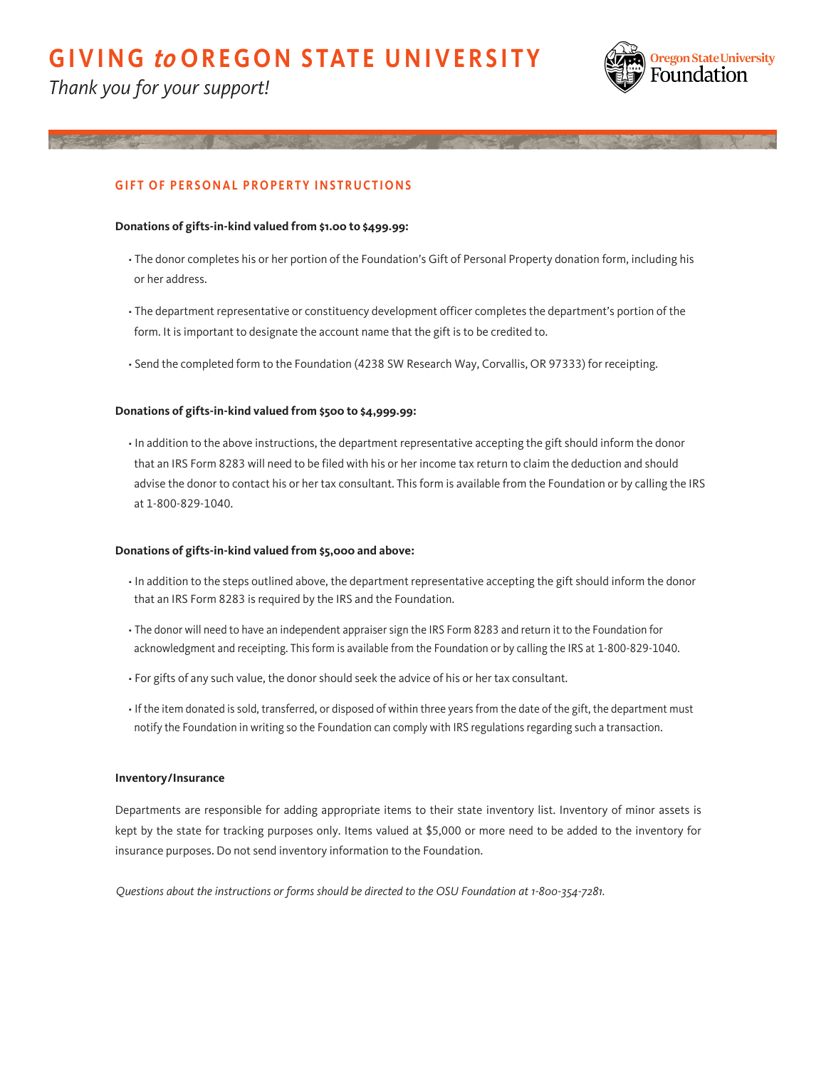# GIVING *to* OREGON STATE UNIVERSITY

*Thank you for your support!*

Oregon State University Foundation

## GIFT OF PERSONAL PROPERTY INSTRUCTIONS

**Donations of gifts-in-kind valued from $1.00 to $499.99:**

- The donor completes his or her portion of the Foundation's Gift of Personal Property donation form, including his or her address.
- The department representative or constituency development officer completes the department's portion of the form. It is important to designate the account name that the gift is to be credited to.
- Send the completed form to the Foundation (4238 SW Research Way, Corvallis, OR 97333) for receipting.

**Donations of gifts-in-kind valued from $500 to $4,999.99:**

- In addition to the above instructions, the department representative accepting the gift should inform the donor that an IRS Form 8283 will need to be filed with his or her income tax return to claim the deduction and should advise the donor to contact his or her tax consultant. This form is available from the Foundation or by calling the IRS at 1-800-829-1040.

**Donations of gifts-in-kind valued from $5,000 and above:**

- In addition to the steps outlined above, the department representative accepting the gift should inform the donor that an IRS Form 8283 is required by the IRS and the Foundation.
- The donor will need to have an independent appraiser sign the IRS Form 8283 and return it to the Foundation for acknowledgment and receipting. This form is available from the Foundation or by calling the IRS at 1-800-829-1040.
- For gifts of any such value, the donor should seek the advice of his or her tax consultant.
- If the item donated is sold, transferred, or disposed of within three years from the date of the gift, the department must notify the Foundation in writing so the Foundation can comply with IRS regulations regarding such a transaction.

**Inventory/Insurance**

Departments are responsible for adding appropriate items to their state inventory list. Inventory of minor assets is kept by the state for tracking purposes only. Items valued at $5,000 or more need to be added to the inventory for insurance purposes. Do not send inventory information to the Foundation.

*Questions about the instructions or forms should be directed to the OSU Foundation at 1-800-354-7281.*